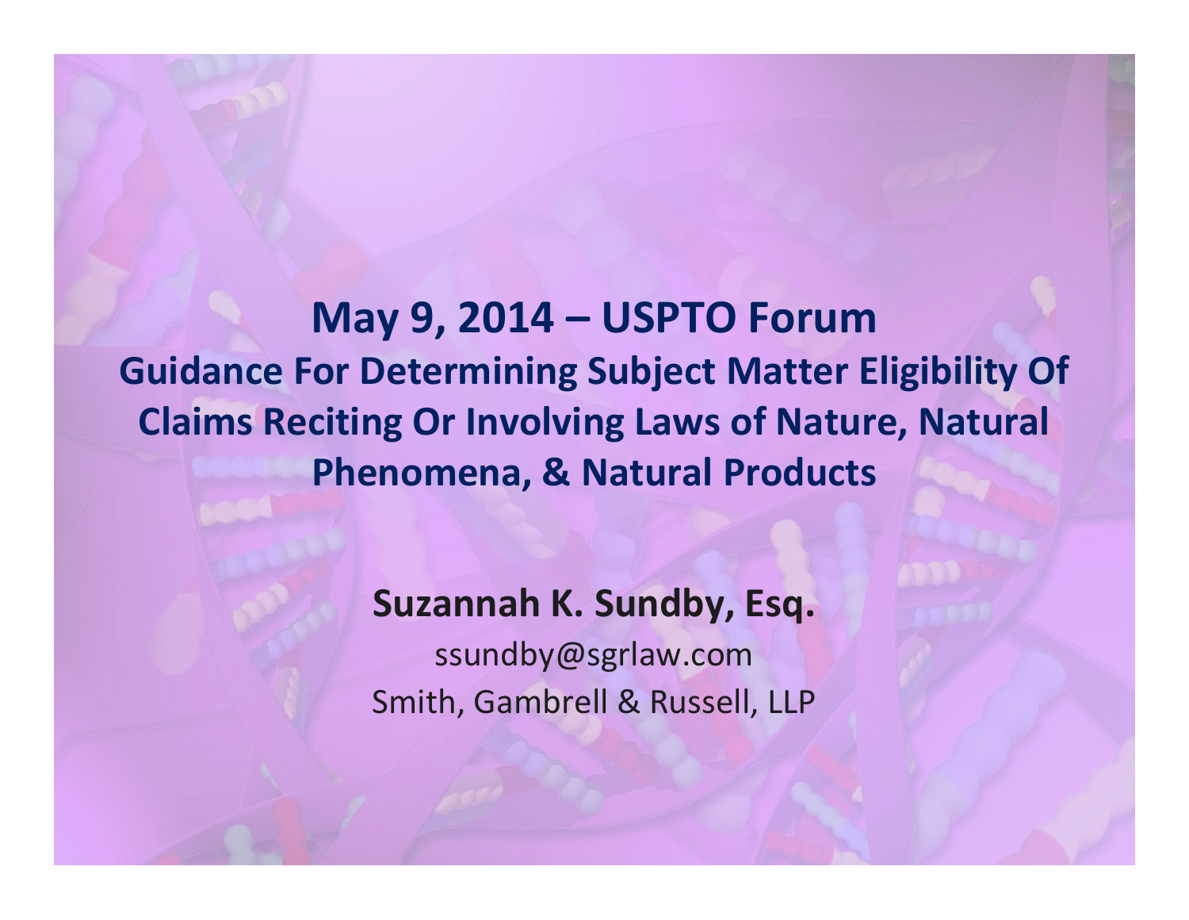# May 9, 2014 – USPTO Forum

## Guidance For Determining Subject Matter Eligibility Of Claims Reciting Or Involving Laws of Nature, Natural Phenomena, & Natural Products

**Suzannah K. Sundby, Esq.**

ssundby@sgrlaw.com

Smith, Gambrell & Russell, LLP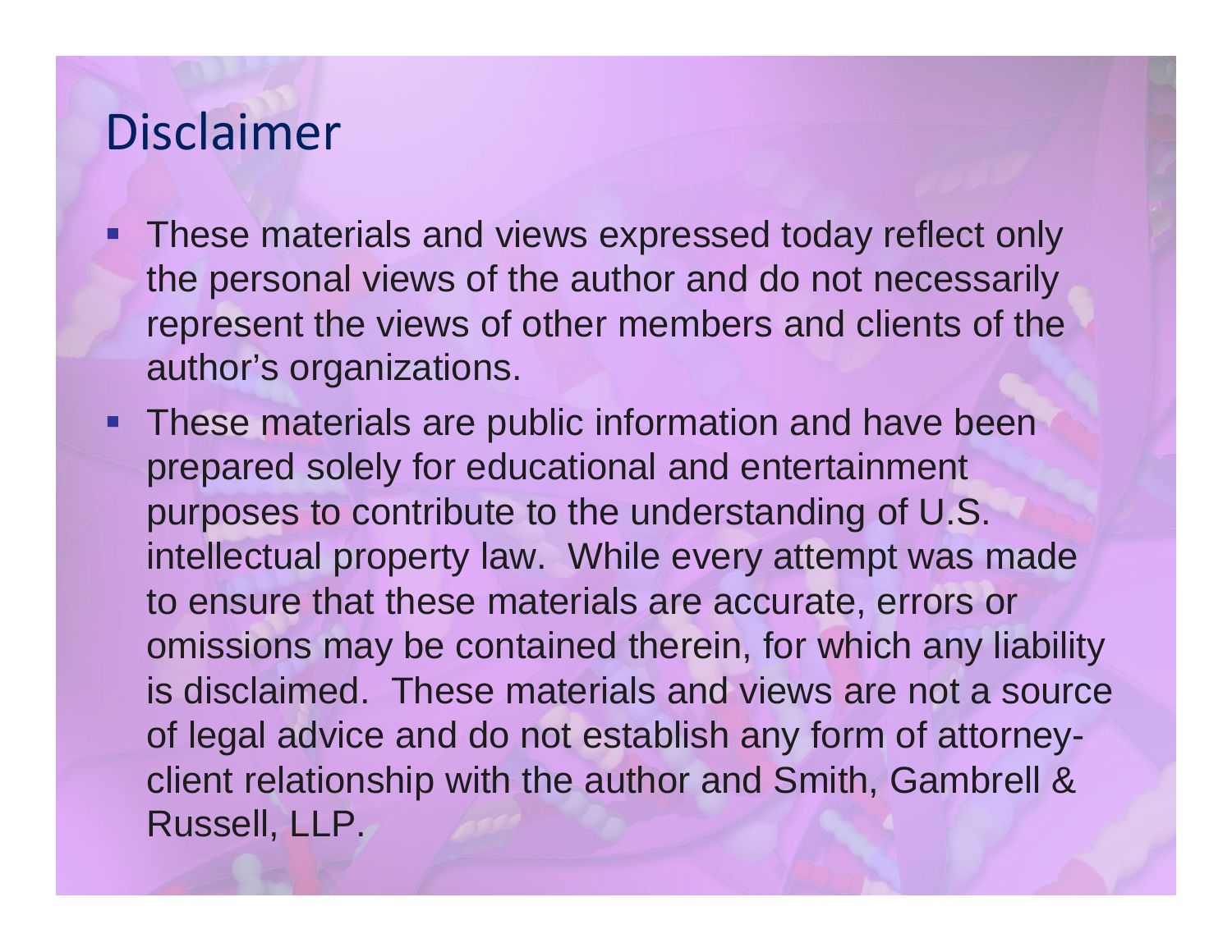# Disclaimer

- These materials and views expressed today reflect only the personal views of the author and do not necessarily represent the views of other members and clients of the author's organizations.
- These materials are public information and have been prepared solely for educational and entertainment purposes to contribute to the understanding of U.S. intellectual property law. While every attempt was made to ensure that these materials are accurate, errors or omissions may be contained therein, for which any liability is disclaimed. These materials and views are not a source of legal advice and do not establish any form of attorney-client relationship with the author and Smith, Gambrell & Russell, LLP.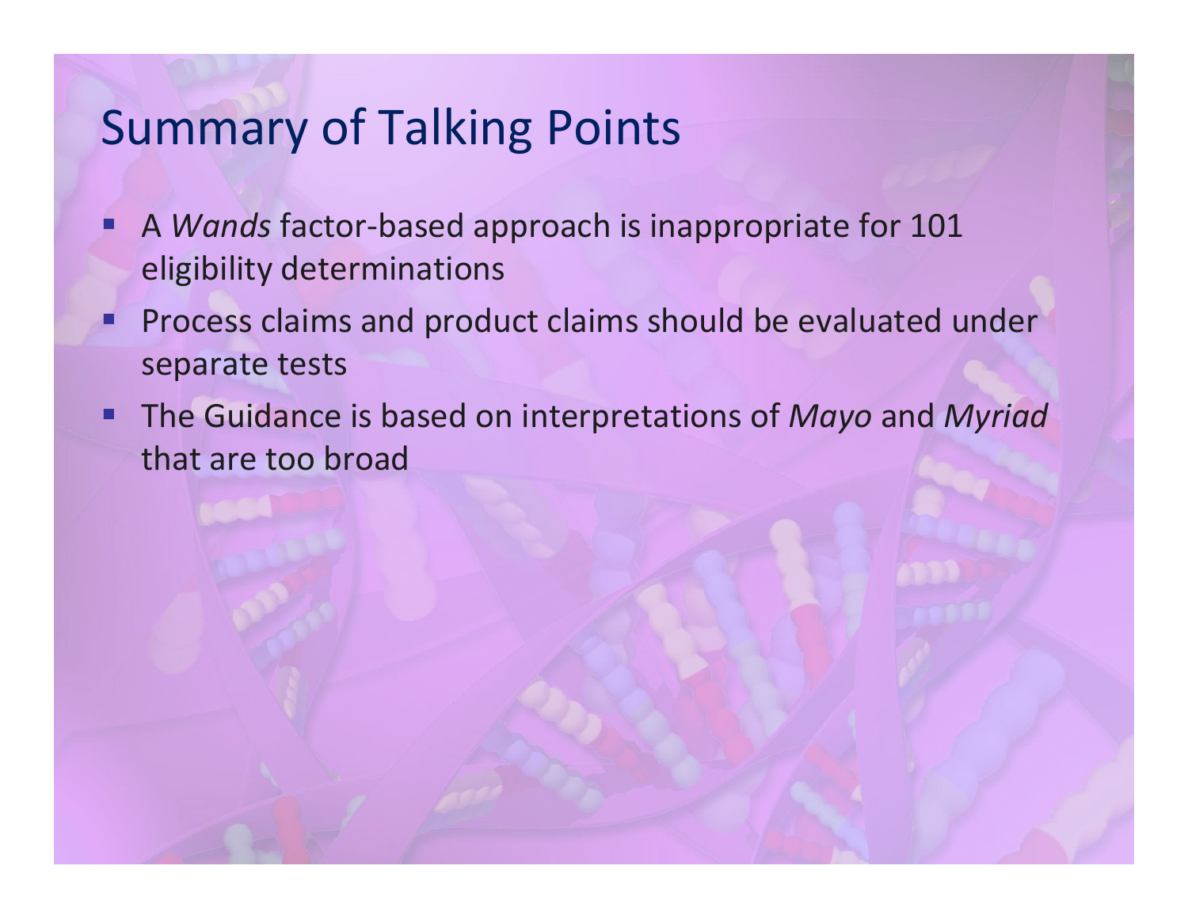# Summary of Talking Points

- A *Wands* factor-based approach is inappropriate for 101 eligibility determinations
- Process claims and product claims should be evaluated under separate tests
- The Guidance is based on interpretations of *Mayo* and *Myriad* that are too broad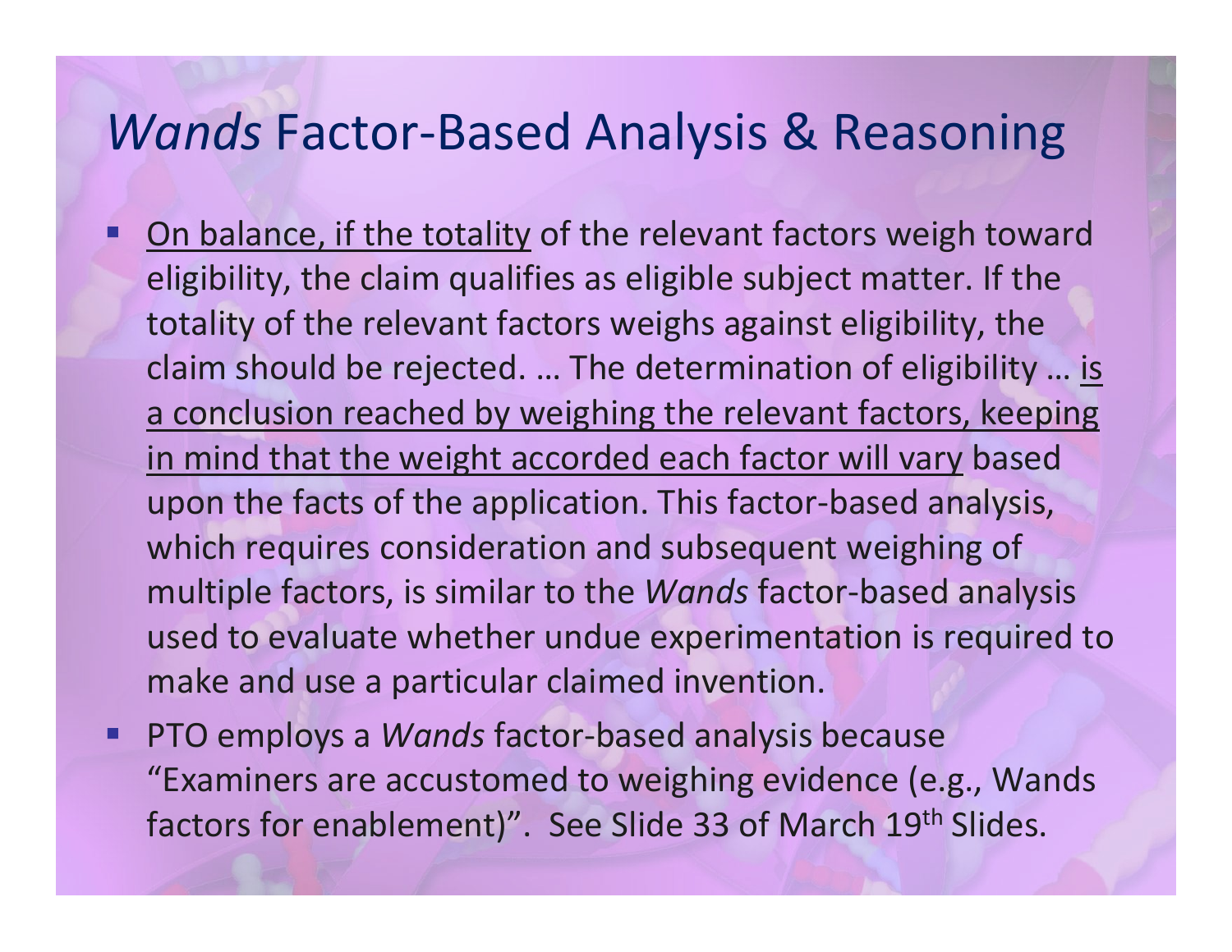# *Wands* Factor-Based Analysis & Reasoning

- <u>On balance, if the totality</u> of the relevant factors weigh toward eligibility, the claim qualifies as eligible subject matter. If the totality of the relevant factors weighs against eligibility, the claim should be rejected. … The determination of eligibility … <u>is a conclusion reached by weighing the relevant factors, keeping in mind that the weight accorded each factor will vary</u> based upon the facts of the application. This factor-based analysis, which requires consideration and subsequent weighing of multiple factors, is similar to the *Wands* factor-based analysis used to evaluate whether undue experimentation is required to make and use a particular claimed invention.
- PTO employs a *Wands* factor-based analysis because "Examiners are accustomed to weighing evidence (e.g., Wands factors for enablement)". See Slide 33 of March 19th Slides.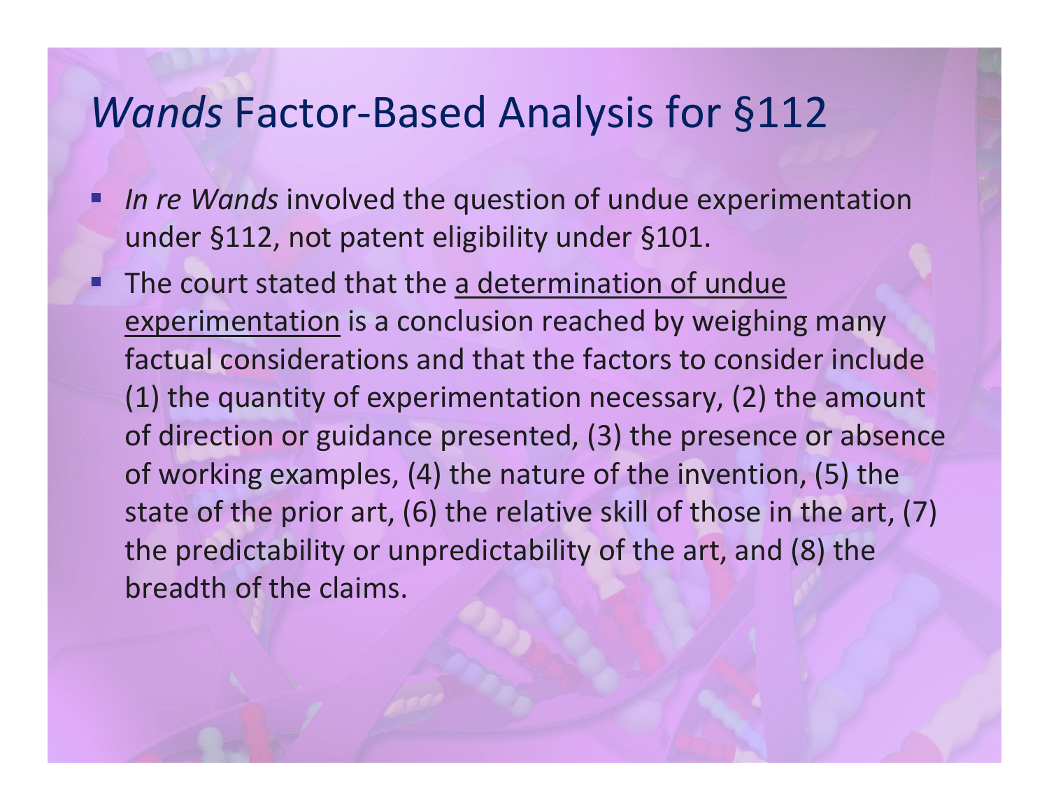# *Wands* Factor-Based Analysis for §112

- *In re Wands* involved the question of undue experimentation under §112, not patent eligibility under §101.
- The court stated that the <u>a determination of undue experimentation</u> is a conclusion reached by weighing many factual considerations and that the factors to consider include (1) the quantity of experimentation necessary, (2) the amount of direction or guidance presented, (3) the presence or absence of working examples, (4) the nature of the invention, (5) the state of the prior art, (6) the relative skill of those in the art, (7) the predictability or unpredictability of the art, and (8) the breadth of the claims.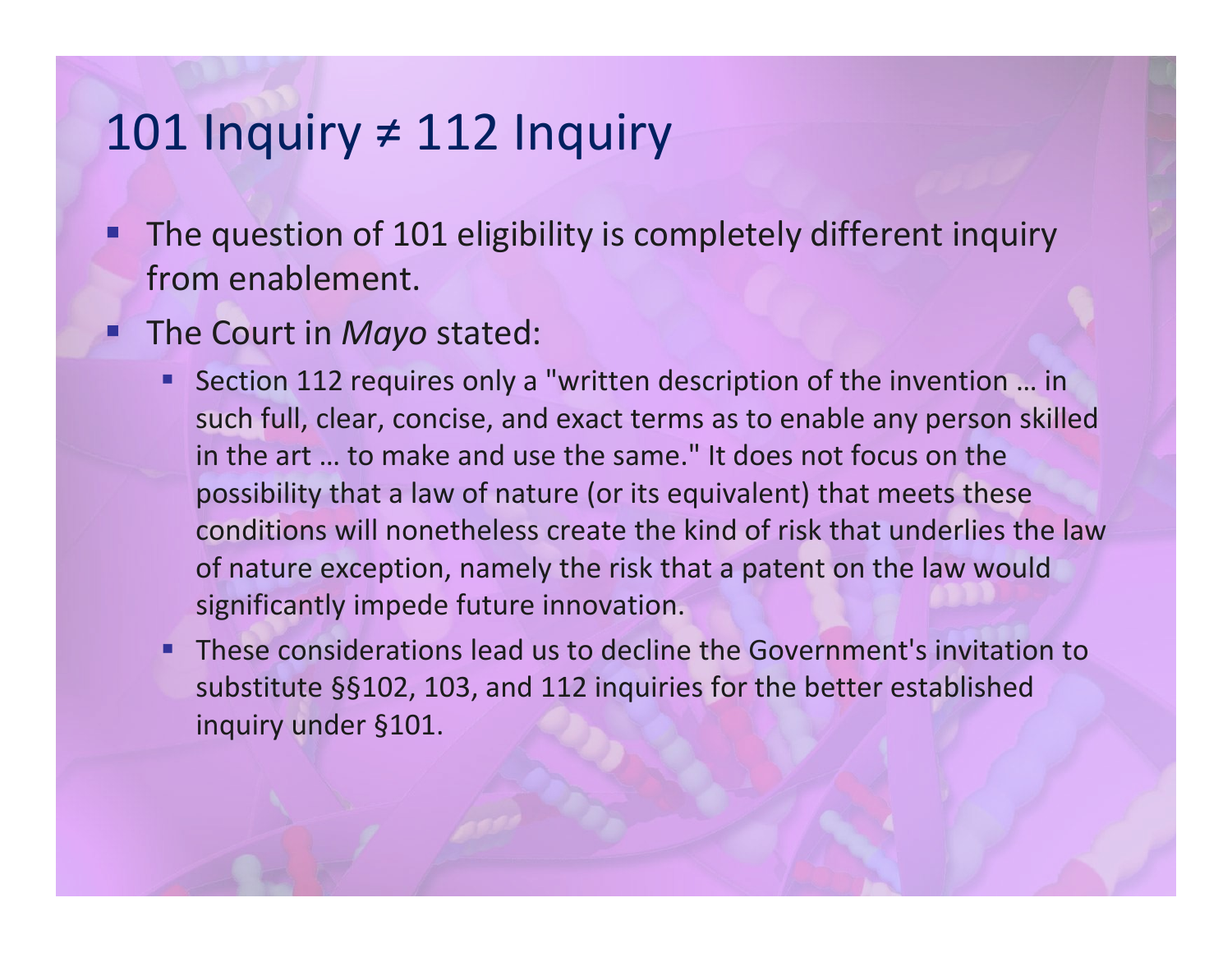# 101 Inquiry ≠ 112 Inquiry

- The question of 101 eligibility is completely different inquiry from enablement.
- The Court in *Mayo* stated:
  - Section 112 requires only a "written description of the invention … in such full, clear, concise, and exact terms as to enable any person skilled in the art … to make and use the same." It does not focus on the possibility that a law of nature (or its equivalent) that meets these conditions will nonetheless create the kind of risk that underlies the law of nature exception, namely the risk that a patent on the law would significantly impede future innovation.
  - These considerations lead us to decline the Government's invitation to substitute §§102, 103, and 112 inquiries for the better established inquiry under §101.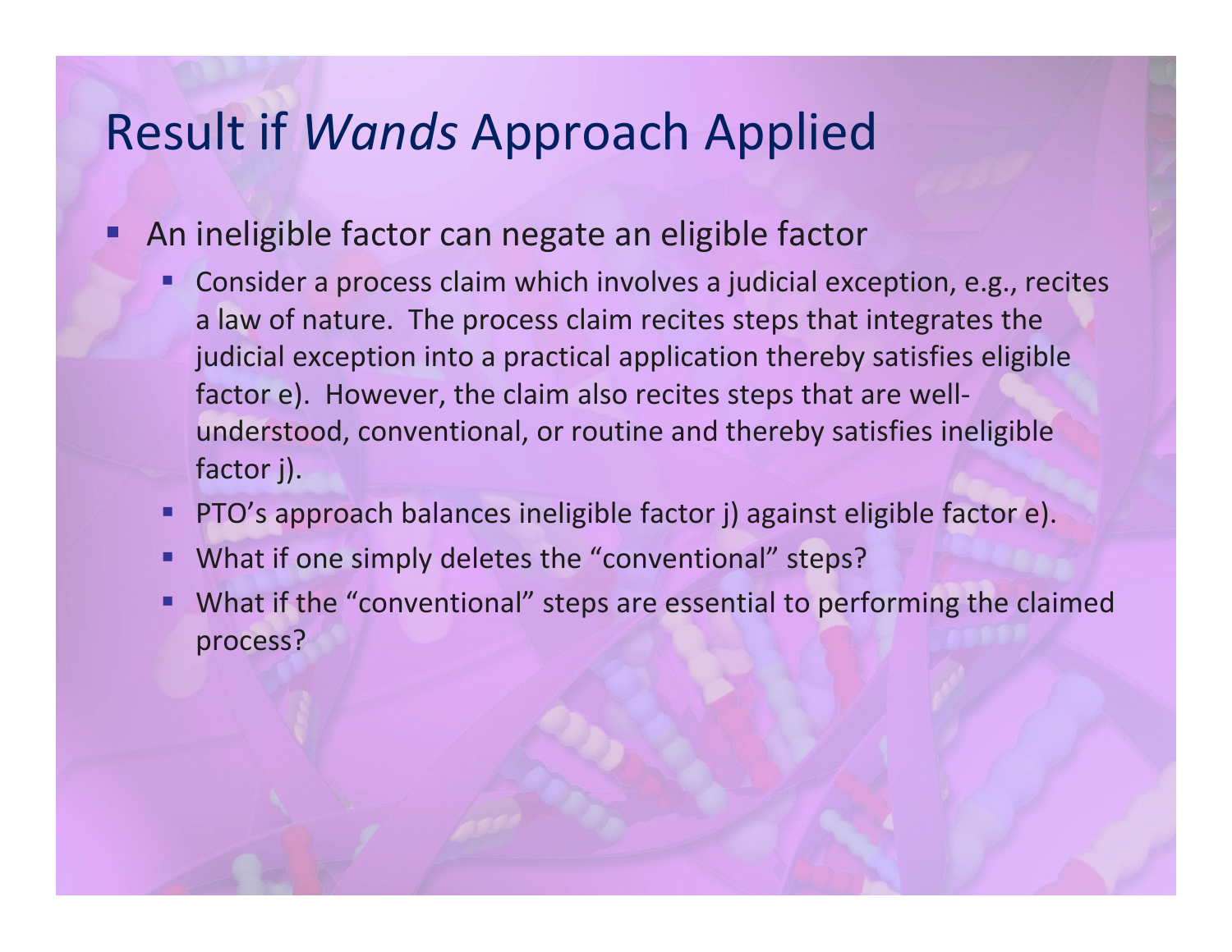# Result if *Wands* Approach Applied

- An ineligible factor can negate an eligible factor
  - Consider a process claim which involves a judicial exception, e.g., recites a law of nature. The process claim recites steps that integrates the judicial exception into a practical application thereby satisfies eligible factor e). However, the claim also recites steps that are well-understood, conventional, or routine and thereby satisfies ineligible factor j).
  - PTO's approach balances ineligible factor j) against eligible factor e).
  - What if one simply deletes the "conventional" steps?
  - What if the "conventional" steps are essential to performing the claimed process?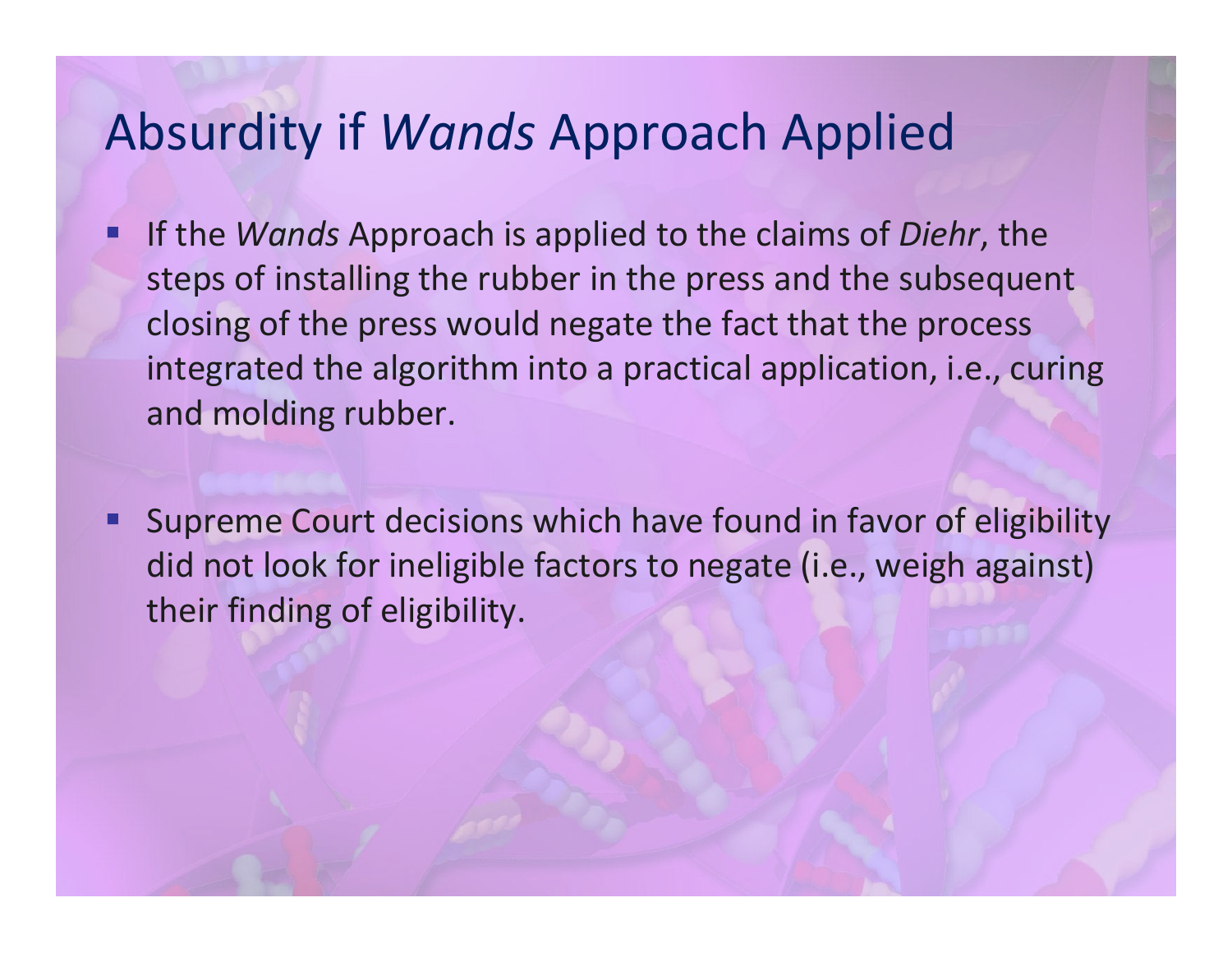# Absurdity if *Wands* Approach Applied

- If the *Wands* Approach is applied to the claims of *Diehr*, the steps of installing the rubber in the press and the subsequent closing of the press would negate the fact that the process integrated the algorithm into a practical application, i.e., curing and molding rubber.

- Supreme Court decisions which have found in favor of eligibility did not look for ineligible factors to negate (i.e., weigh against) their finding of eligibility.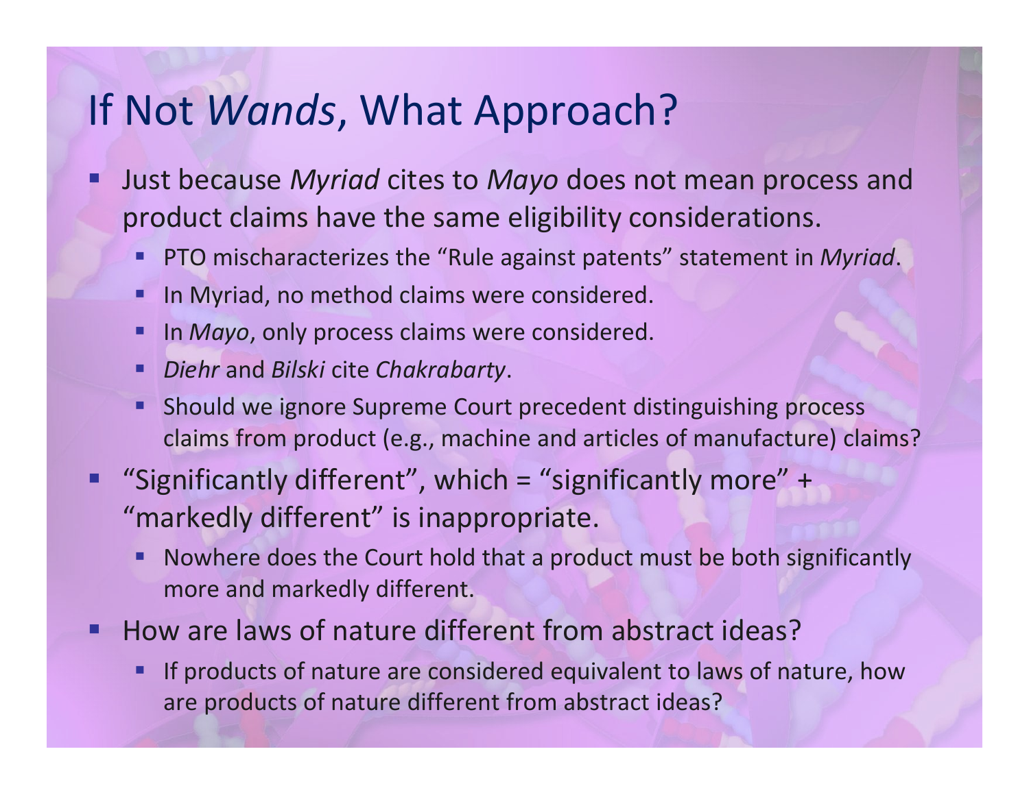# If Not *Wands*, What Approach?

- Just because *Myriad* cites to *Mayo* does not mean process and product claims have the same eligibility considerations.
  - PTO mischaracterizes the "Rule against patents" statement in *Myriad*.
  - In Myriad, no method claims were considered.
  - In *Mayo*, only process claims were considered.
  - *Diehr* and *Bilski* cite *Chakrabarty*.
  - Should we ignore Supreme Court precedent distinguishing process claims from product (e.g., machine and articles of manufacture) claims?
- "Significantly different", which = "significantly more" + "markedly different" is inappropriate.
  - Nowhere does the Court hold that a product must be both significantly more and markedly different.
- How are laws of nature different from abstract ideas?
  - If products of nature are considered equivalent to laws of nature, how are products of nature different from abstract ideas?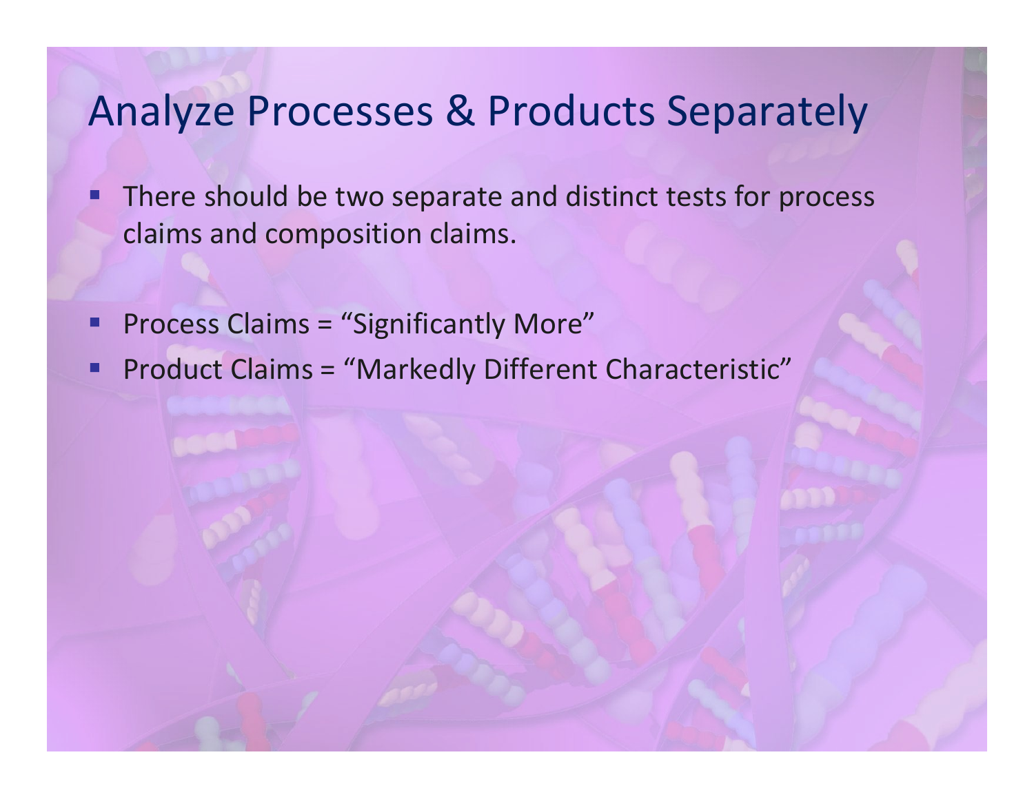# Analyze Processes & Products Separately

- There should be two separate and distinct tests for process claims and composition claims.

- Process Claims = "Significantly More"
- Product Claims = "Markedly Different Characteristic"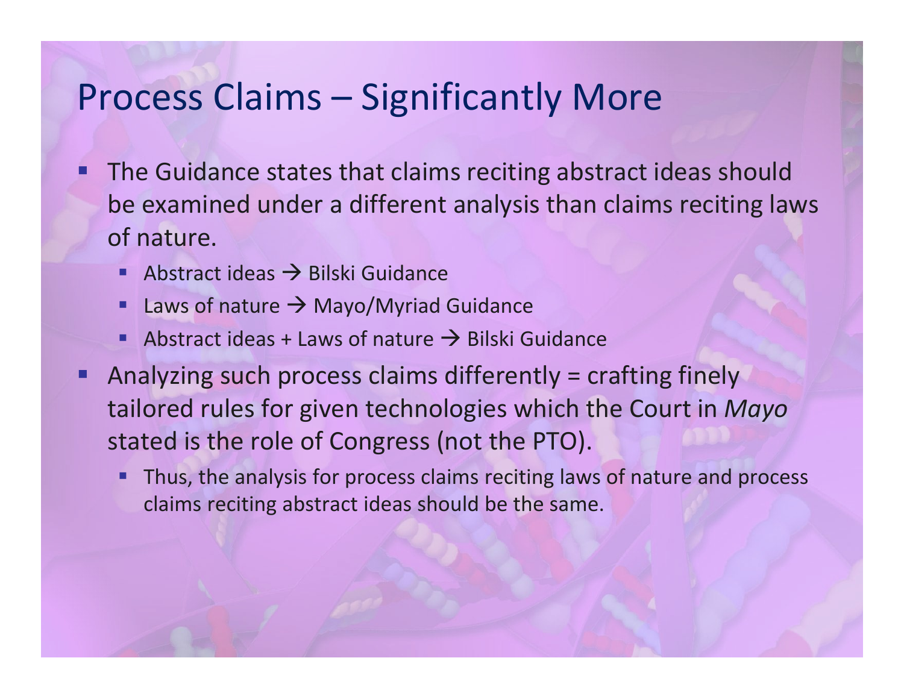# Process Claims – Significantly More

- The Guidance states that claims reciting abstract ideas should be examined under a different analysis than claims reciting laws of nature.
  - Abstract ideas → Bilski Guidance
  - Laws of nature → Mayo/Myriad Guidance
  - Abstract ideas + Laws of nature → Bilski Guidance
- Analyzing such process claims differently = crafting finely tailored rules for given technologies which the Court in *Mayo* stated is the role of Congress (not the PTO).
  - Thus, the analysis for process claims reciting laws of nature and process claims reciting abstract ideas should be the same.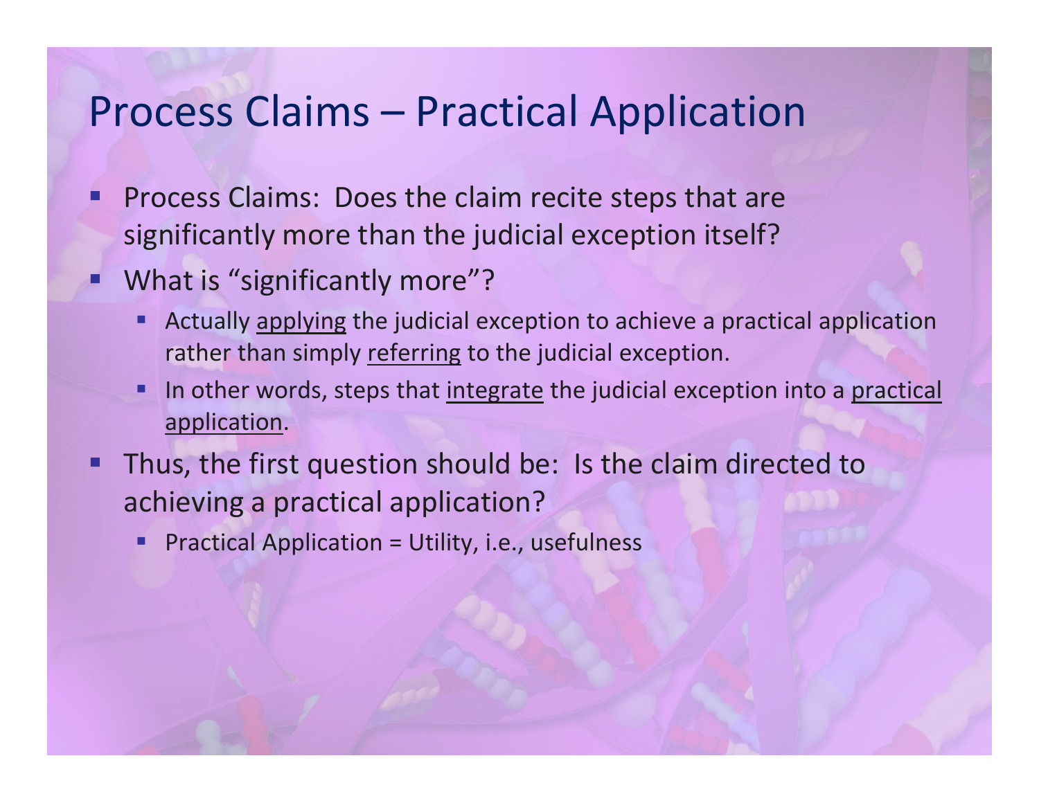# Process Claims – Practical Application

- Process Claims: Does the claim recite steps that are significantly more than the judicial exception itself?
- What is "significantly more"?
  - Actually <u>applying</u> the judicial exception to achieve a practical application rather than simply <u>referring</u> to the judicial exception.
  - In other words, steps that <u>integrate</u> the judicial exception into a <u>practical application</u>.
- Thus, the first question should be: Is the claim directed to achieving a practical application?
  - Practical Application = Utility, i.e., usefulness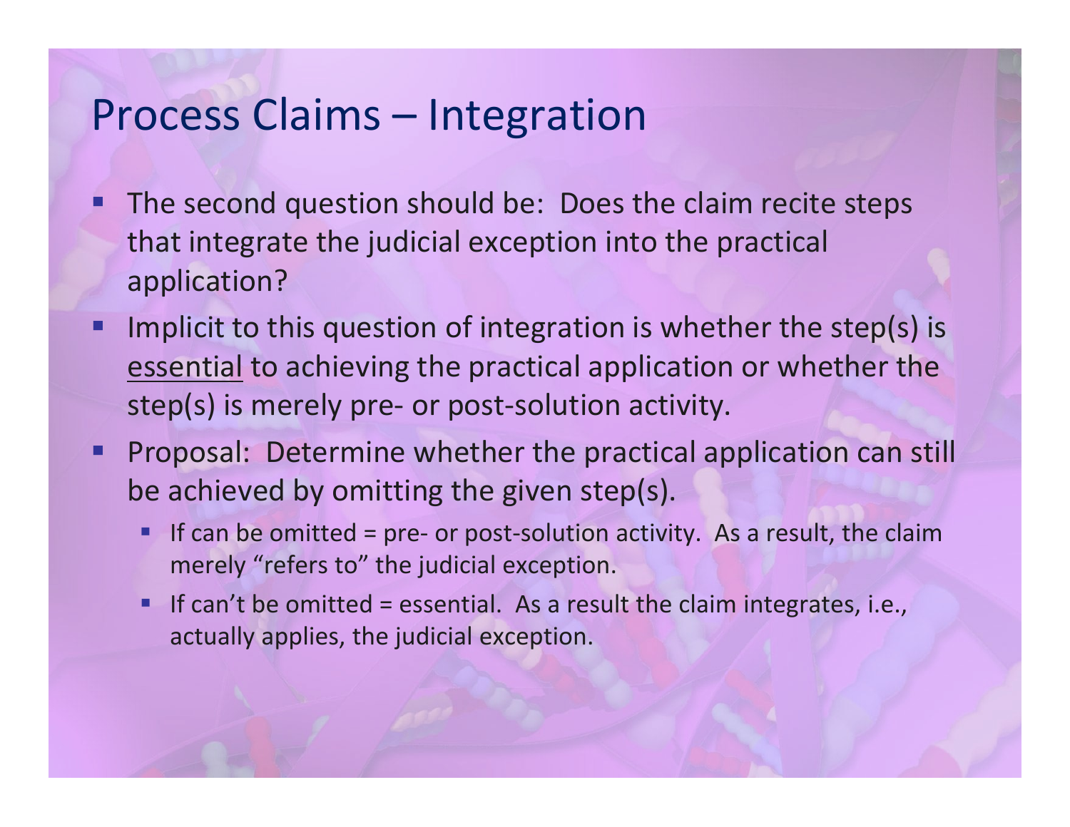# Process Claims – Integration

- The second question should be: Does the claim recite steps that integrate the judicial exception into the practical application?
- Implicit to this question of integration is whether the step(s) is <u>essential</u> to achieving the practical application or whether the step(s) is merely pre- or post-solution activity.
- Proposal: Determine whether the practical application can still be achieved by omitting the given step(s).
  - If can be omitted = pre- or post-solution activity. As a result, the claim merely "refers to" the judicial exception.
  - If can't be omitted = essential. As a result the claim integrates, i.e., actually applies, the judicial exception.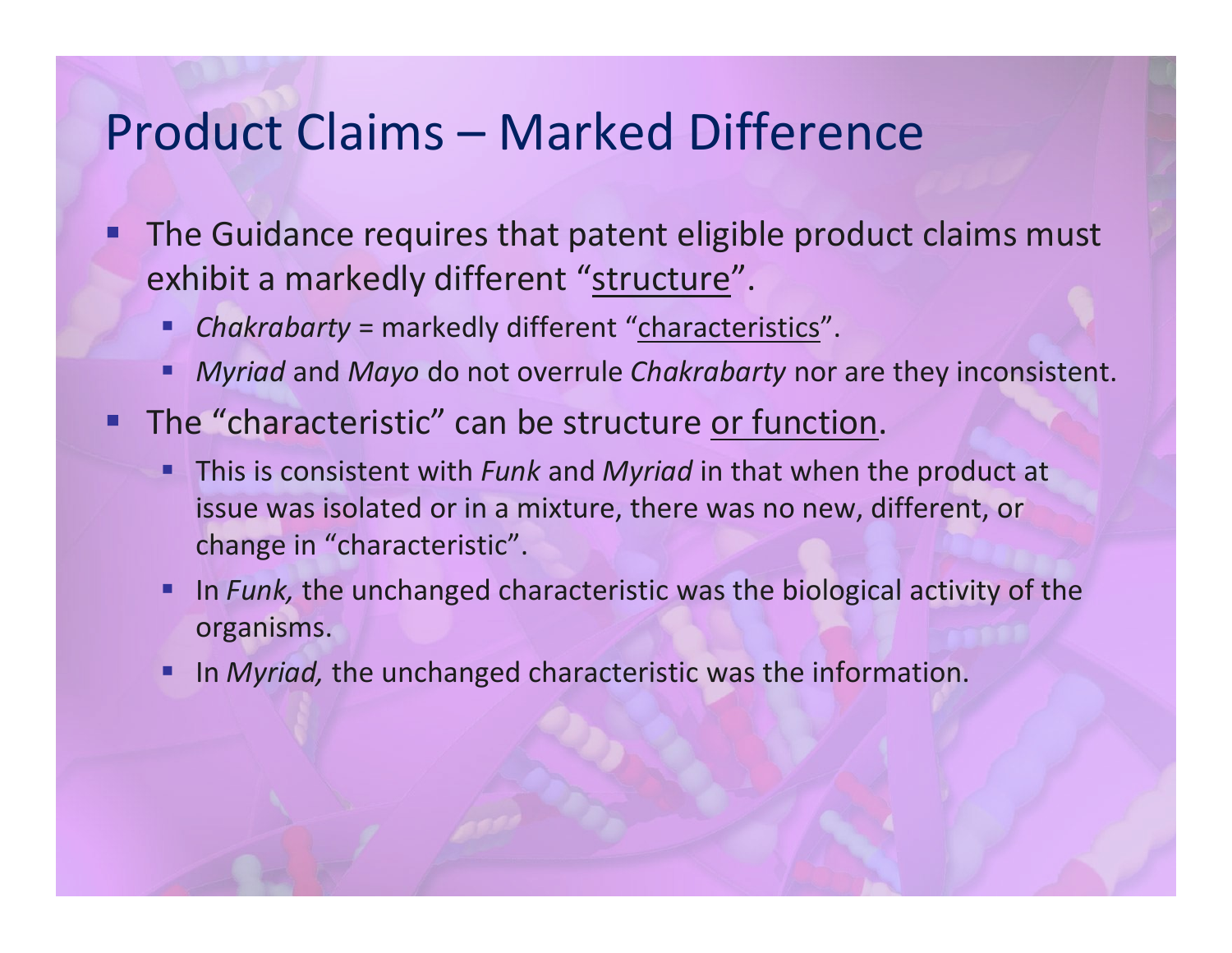# Product Claims – Marked Difference

- The Guidance requires that patent eligible product claims must exhibit a markedly different "<u>structure</u>".
  - *Chakrabarty* = markedly different "<u>characteristics</u>".
  - *Myriad* and *Mayo* do not overrule *Chakrabarty* nor are they inconsistent.
- The "characteristic" can be structure <u>or function</u>.
  - This is consistent with *Funk* and *Myriad* in that when the product at issue was isolated or in a mixture, there was no new, different, or change in "characteristic".
  - In *Funk,* the unchanged characteristic was the biological activity of the organisms.
  - In *Myriad,* the unchanged characteristic was the information.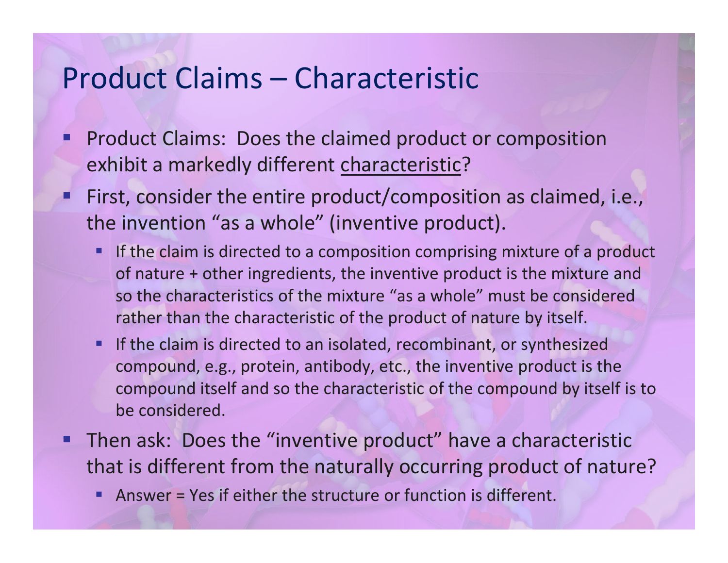# Product Claims – Characteristic

- Product Claims: Does the claimed product or composition exhibit a markedly different <u>characteristic</u>?
- First, consider the entire product/composition as claimed, i.e., the invention "as a whole" (inventive product).
  - If the claim is directed to a composition comprising mixture of a product of nature + other ingredients, the inventive product is the mixture and so the characteristics of the mixture "as a whole" must be considered rather than the characteristic of the product of nature by itself.
  - If the claim is directed to an isolated, recombinant, or synthesized compound, e.g., protein, antibody, etc., the inventive product is the compound itself and so the characteristic of the compound by itself is to be considered.
- Then ask: Does the "inventive product" have a characteristic that is different from the naturally occurring product of nature?
  - Answer = Yes if either the structure or function is different.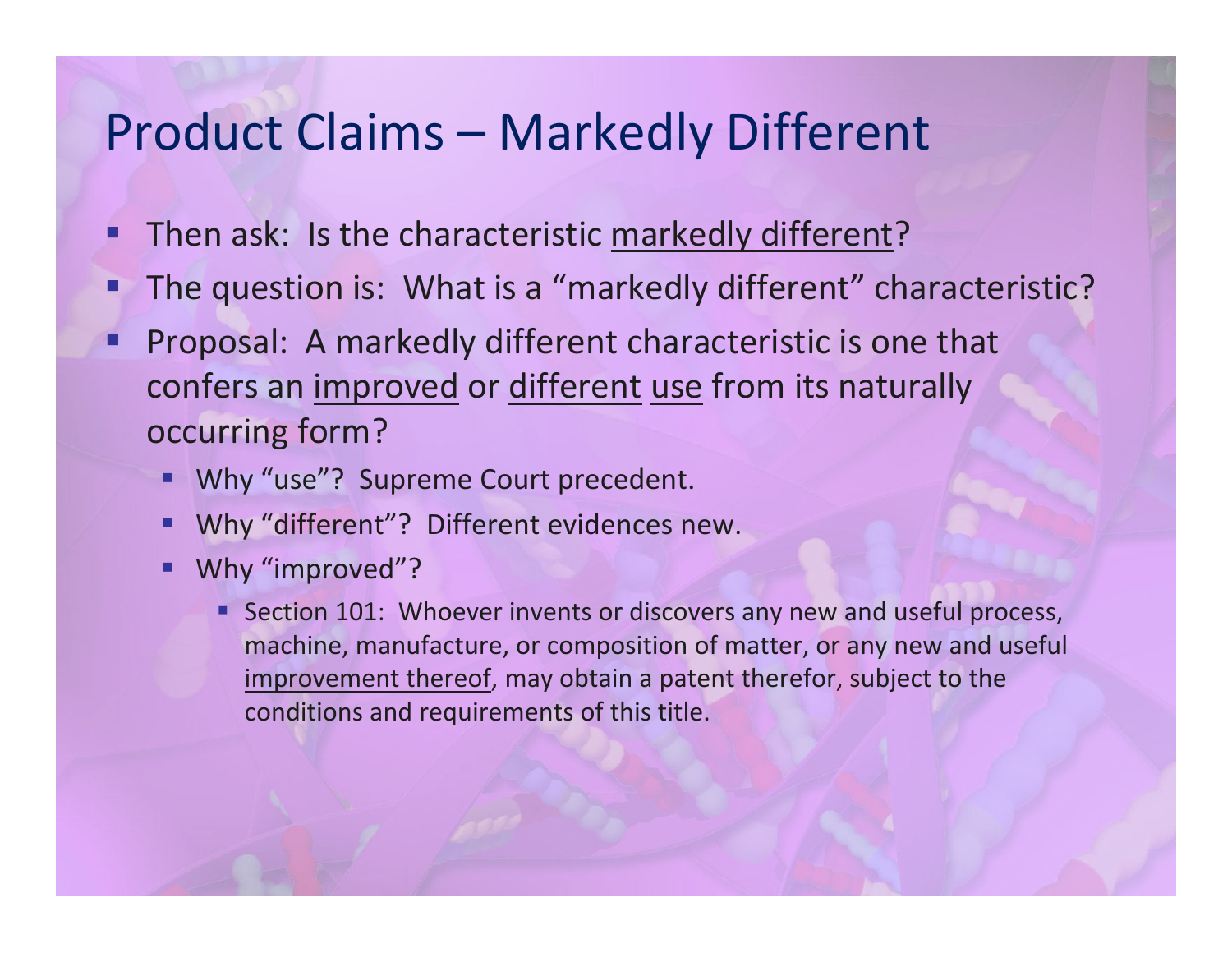# Product Claims – Markedly Different

- Then ask: Is the characteristic <u>markedly different</u>?
- The question is: What is a "markedly different" characteristic?
- Proposal: A markedly different characteristic is one that confers an <u>improved</u> or <u>different</u> <u>use</u> from its naturally occurring form?
  - Why "use"? Supreme Court precedent.
  - Why "different"? Different evidences new.
  - Why "improved"?
    - Section 101: Whoever invents or discovers any new and useful process, machine, manufacture, or composition of matter, or any new and useful <u>improvement thereof</u>, may obtain a patent therefor, subject to the conditions and requirements of this title.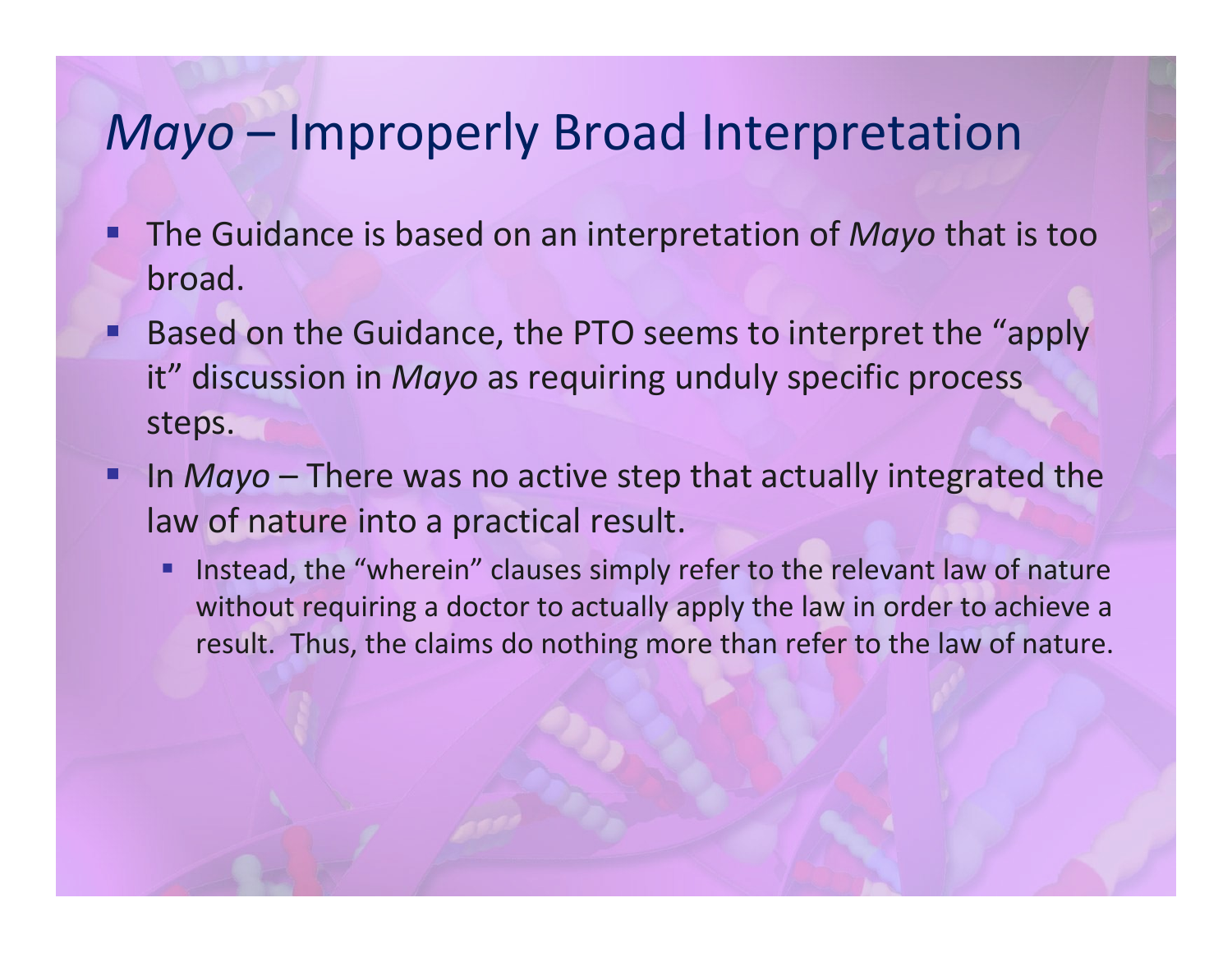# *Mayo* – Improperly Broad Interpretation

- The Guidance is based on an interpretation of *Mayo* that is too broad.
- Based on the Guidance, the PTO seems to interpret the "apply it" discussion in *Mayo* as requiring unduly specific process steps.
- In *Mayo* – There was no active step that actually integrated the law of nature into a practical result.
  - Instead, the "wherein" clauses simply refer to the relevant law of nature without requiring a doctor to actually apply the law in order to achieve a result. Thus, the claims do nothing more than refer to the law of nature.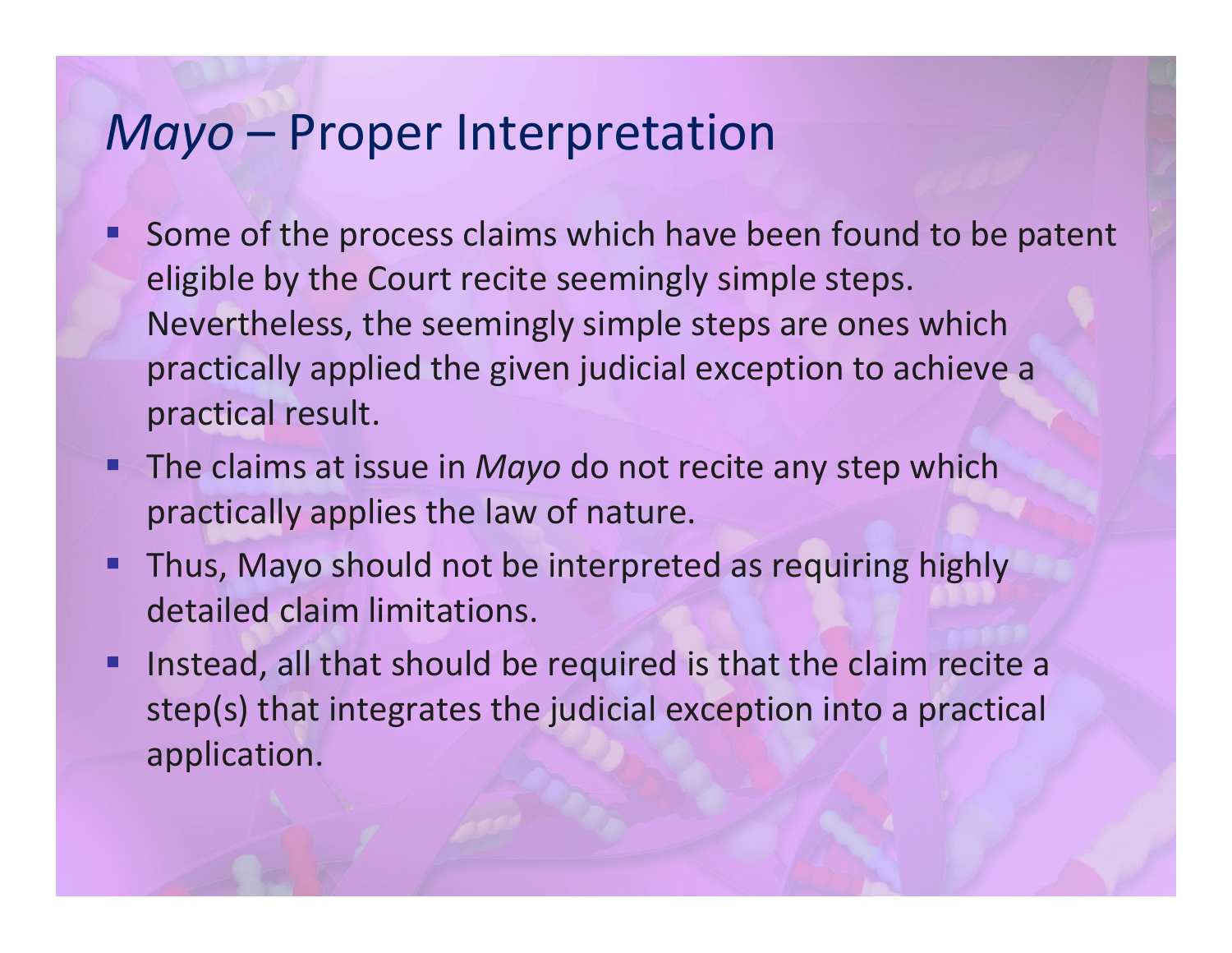# *Mayo* – Proper Interpretation

- Some of the process claims which have been found to be patent eligible by the Court recite seemingly simple steps. Nevertheless, the seemingly simple steps are ones which practically applied the given judicial exception to achieve a practical result.
- The claims at issue in *Mayo* do not recite any step which practically applies the law of nature.
- Thus, Mayo should not be interpreted as requiring highly detailed claim limitations.
- Instead, all that should be required is that the claim recite a step(s) that integrates the judicial exception into a practical application.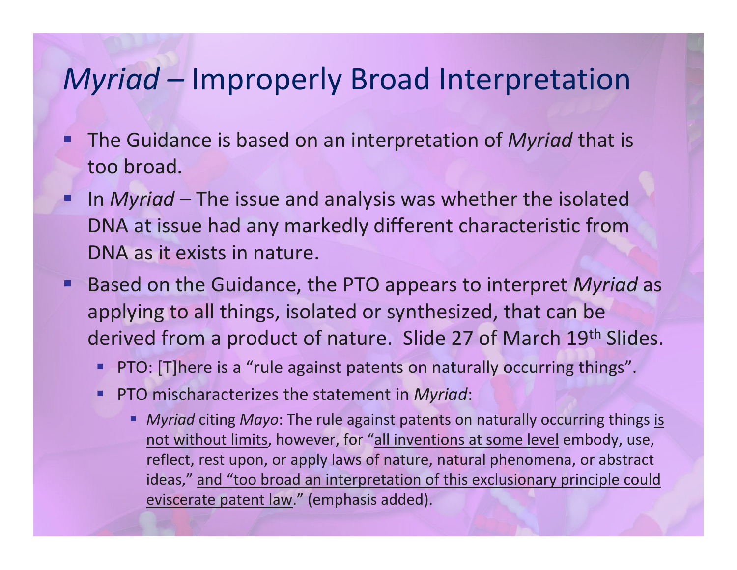# *Myriad* – Improperly Broad Interpretation

- The Guidance is based on an interpretation of *Myriad* that is too broad.
- In *Myriad* – The issue and analysis was whether the isolated DNA at issue had any markedly different characteristic from DNA as it exists in nature.
- Based on the Guidance, the PTO appears to interpret *Myriad* as applying to all things, isolated or synthesized, that can be derived from a product of nature. Slide 27 of March 19th Slides.
  - PTO: [T]here is a "rule against patents on naturally occurring things".
  - PTO mischaracterizes the statement in *Myriad*:
    - *Myriad* citing *Mayo*: The rule against patents on naturally occurring things <u>is not without limits</u>, however, for "<u>all inventions at some level</u> embody, use, reflect, rest upon, or apply laws of nature, natural phenomena, or abstract ideas," <u>and "too broad an interpretation of this exclusionary principle could eviscerate patent law</u>." (emphasis added).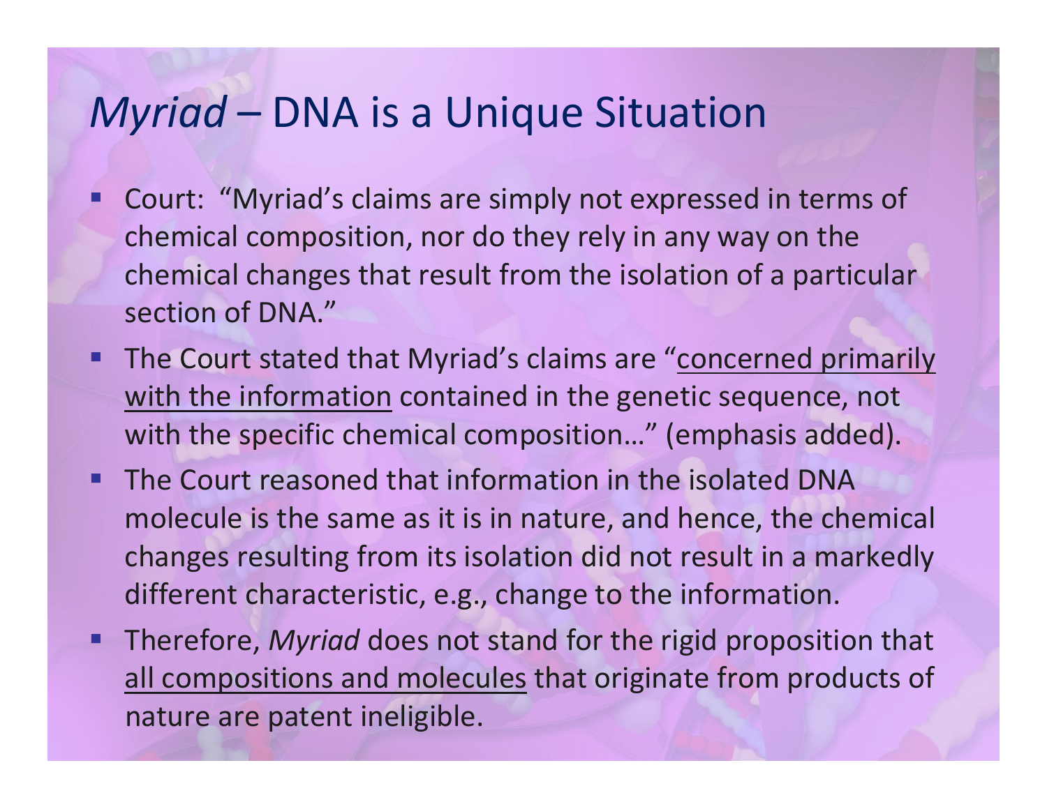# *Myriad* – DNA is a Unique Situation

- Court: "Myriad's claims are simply not expressed in terms of chemical composition, nor do they rely in any way on the chemical changes that result from the isolation of a particular section of DNA."
- The Court stated that Myriad's claims are "<u>concerned primarily with the information</u> contained in the genetic sequence, not with the specific chemical composition…" (emphasis added).
- The Court reasoned that information in the isolated DNA molecule is the same as it is in nature, and hence, the chemical changes resulting from its isolation did not result in a markedly different characteristic, e.g., change to the information.
- Therefore, *Myriad* does not stand for the rigid proposition that <u>all compositions and molecules</u> that originate from products of nature are patent ineligible.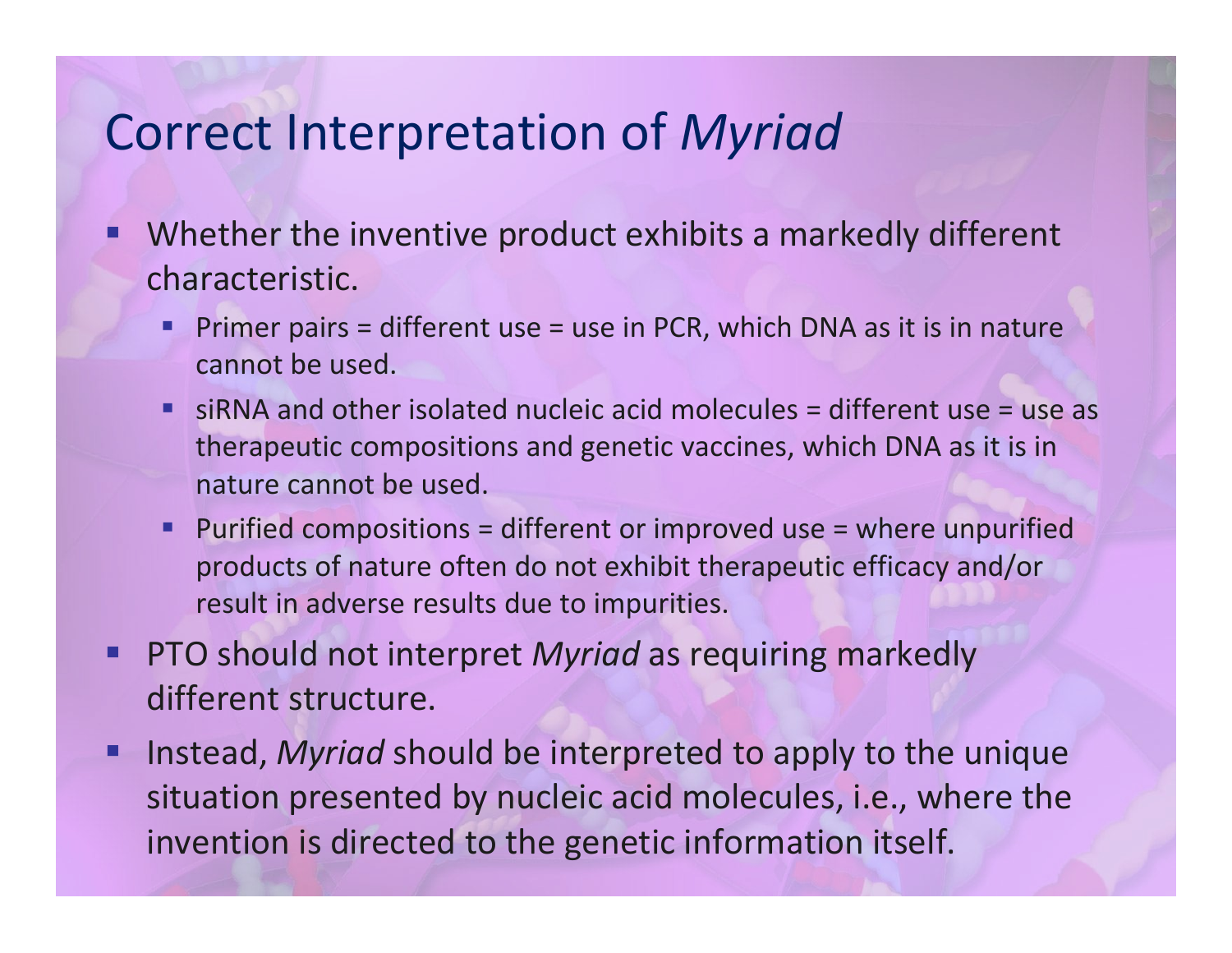# Correct Interpretation of *Myriad*

- Whether the inventive product exhibits a markedly different characteristic.
  - Primer pairs = different use = use in PCR, which DNA as it is in nature cannot be used.
  - siRNA and other isolated nucleic acid molecules = different use = use as therapeutic compositions and genetic vaccines, which DNA as it is in nature cannot be used.
  - Purified compositions = different or improved use = where unpurified products of nature often do not exhibit therapeutic efficacy and/or result in adverse results due to impurities.
- PTO should not interpret *Myriad* as requiring markedly different structure.
- Instead, *Myriad* should be interpreted to apply to the unique situation presented by nucleic acid molecules, i.e., where the invention is directed to the genetic information itself.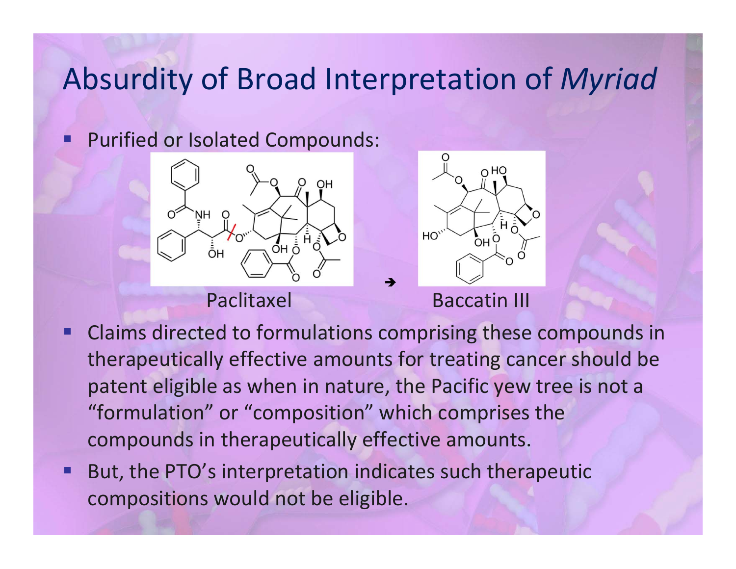# Absurdity of Broad Interpretation of *Myriad*

- Purified or Isolated Compounds:

Paclitaxel → Baccatin III

- Claims directed to formulations comprising these compounds in therapeutically effective amounts for treating cancer should be patent eligible as when in nature, the Pacific yew tree is not a “formulation” or “composition” which comprises the compounds in therapeutically effective amounts.
- But, the PTO’s interpretation indicates such therapeutic compositions would not be eligible.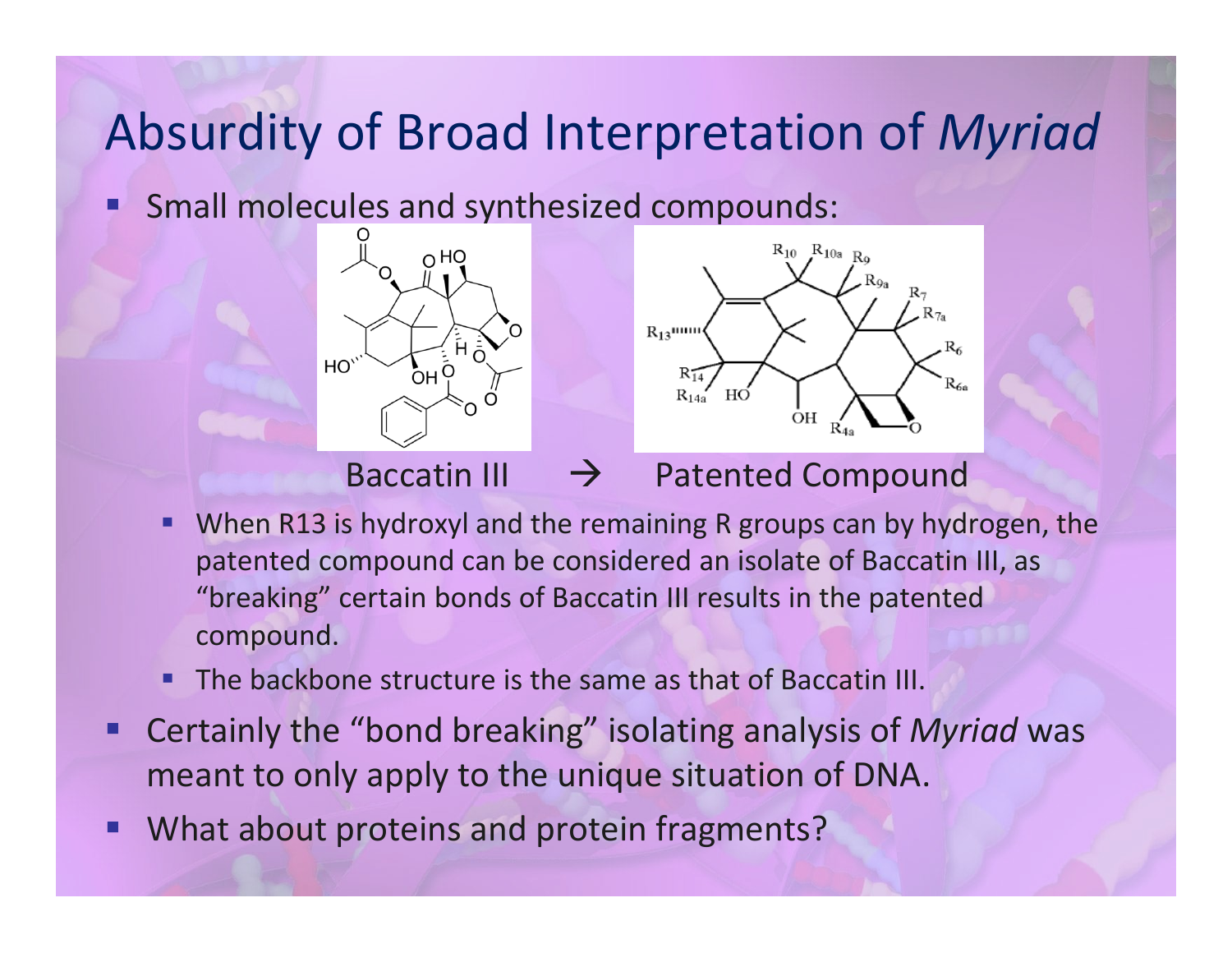# Absurdity of Broad Interpretation of *Myriad*

- Small molecules and synthesized compounds:

Baccatin III → Patented Compound

  - When R13 is hydroxyl and the remaining R groups can by hydrogen, the patented compound can be considered an isolate of Baccatin III, as "breaking" certain bonds of Baccatin III results in the patented compound.
  - The backbone structure is the same as that of Baccatin III.
- Certainly the "bond breaking" isolating analysis of *Myriad* was meant to only apply to the unique situation of DNA.
- What about proteins and protein fragments?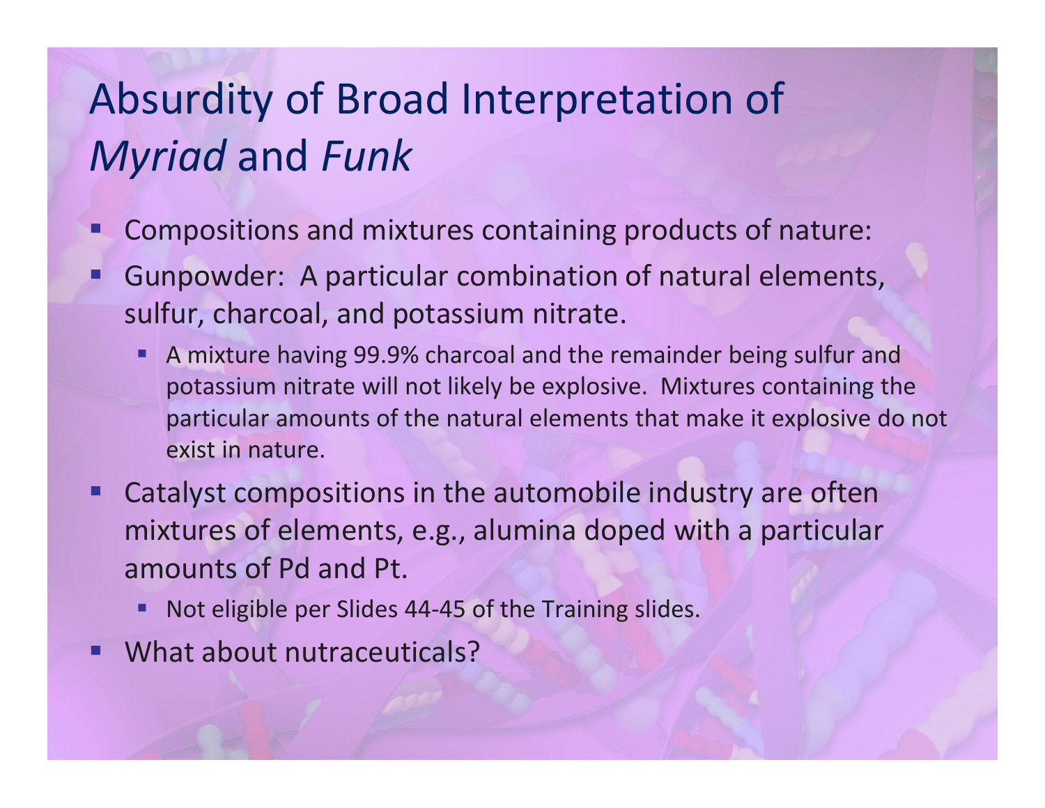# Absurdity of Broad Interpretation of *Myriad* and *Funk*

- Compositions and mixtures containing products of nature:
- Gunpowder: A particular combination of natural elements, sulfur, charcoal, and potassium nitrate.
  - A mixture having 99.9% charcoal and the remainder being sulfur and potassium nitrate will not likely be explosive. Mixtures containing the particular amounts of the natural elements that make it explosive do not exist in nature.
- Catalyst compositions in the automobile industry are often mixtures of elements, e.g., alumina doped with a particular amounts of Pd and Pt.
  - Not eligible per Slides 44-45 of the Training slides.
- What about nutraceuticals?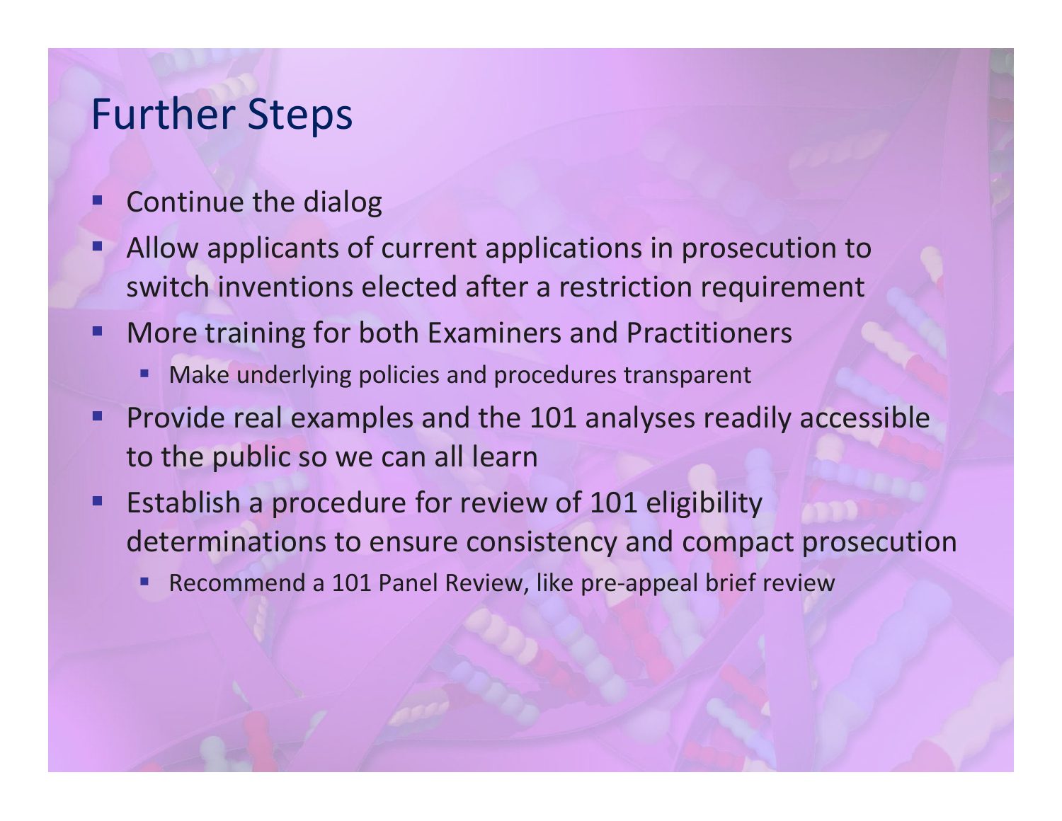# Further Steps

- Continue the dialog
- Allow applicants of current applications in prosecution to switch inventions elected after a restriction requirement
- More training for both Examiners and Practitioners
  - Make underlying policies and procedures transparent
- Provide real examples and the 101 analyses readily accessible to the public so we can all learn
- Establish a procedure for review of 101 eligibility determinations to ensure consistency and compact prosecution
  - Recommend a 101 Panel Review, like pre-appeal brief review